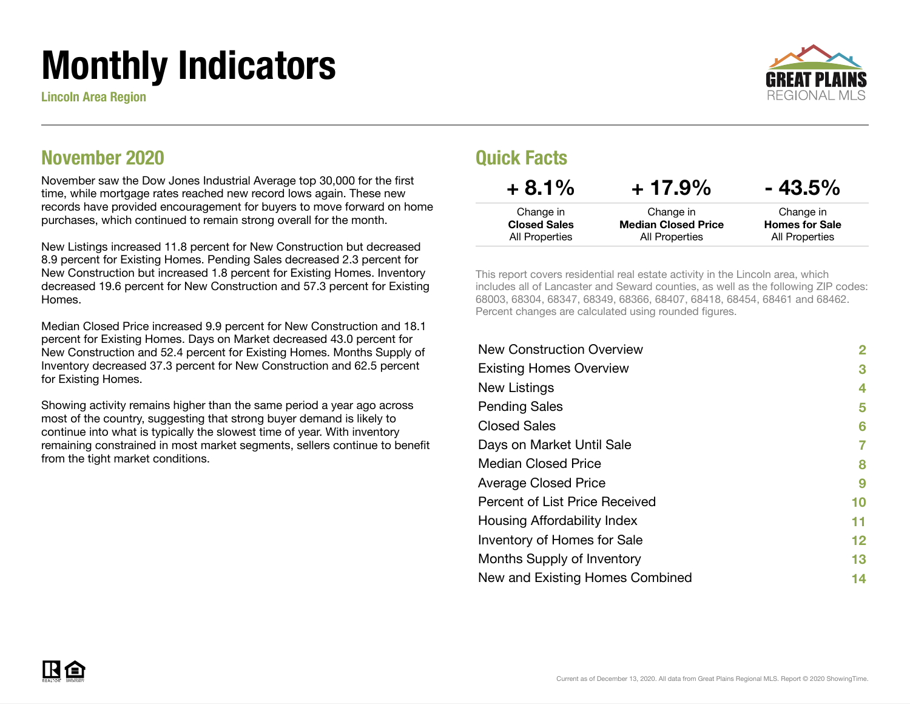# Monthly Indicators

**Lincoln Area Region**

GREAT PLAINS REGIONAL MLS

## November 2020

November saw the Dow Jones Industrial Average top 30,000 for the first time, while mortgage rates reached new record lows again. These new records have provided encouragement for buyers to move forward on home purchases, which continued to remain strong overall for the month.

New Listings increased 11.8 percent for New Construction but decreased 8.9 percent for Existing Homes. Pending Sales decreased 2.3 percent for New Construction but increased 1.8 percent for Existing Homes. Inventory decreased 19.6 percent for New Construction and 57.3 percent for Existing Homes.

Median Closed Price increased 9.9 percent for New Construction and 18.1 percent for Existing Homes. Days on Market decreased 43.0 percent for New Construction and 52.4 percent for Existing Homes. Months Supply of Inventory decreased 37.3 percent for New Construction and 62.5 percent for Existing Homes.

Showing activity remains higher than the same period a year ago across most of the country, suggesting that strong buyer demand is likely to continue into what is typically the slowest time of year. With inventory remaining constrained in most market segments, sellers continue to benefit from the tight market conditions.

## Quick Facts

| + 8.1% | + 17.9% | - 43.5% |
| --- | --- | --- |
| Change in **Closed Sales** All Properties | Change in **Median Closed Price** All Properties | Change in **Homes for Sale** All Properties |

This report covers residential real estate activity in the Lincoln area, which includes all of Lancaster and Seward counties, as well as the following ZIP codes: 68003, 68304, 68347, 68349, 68366, 68407, 68418, 68454, 68461 and 68462. Percent changes are calculated using rounded figures.

| | |
| --- | --- |
| New Construction Overview | 2 |
| Existing Homes Overview | 3 |
| New Listings | 4 |
| Pending Sales | 5 |
| Closed Sales | 6 |
| Days on Market Until Sale | 7 |
| Median Closed Price | 8 |
| Average Closed Price | 9 |
| Percent of List Price Received | 10 |
| Housing Affordability Index | 11 |
| Inventory of Homes for Sale | 12 |
| Months Supply of Inventory | 13 |
| New and Existing Homes Combined | 14 |

Current as of December 13, 2020. All data from Great Plains Regional MLS. Report © 2020 ShowingTime.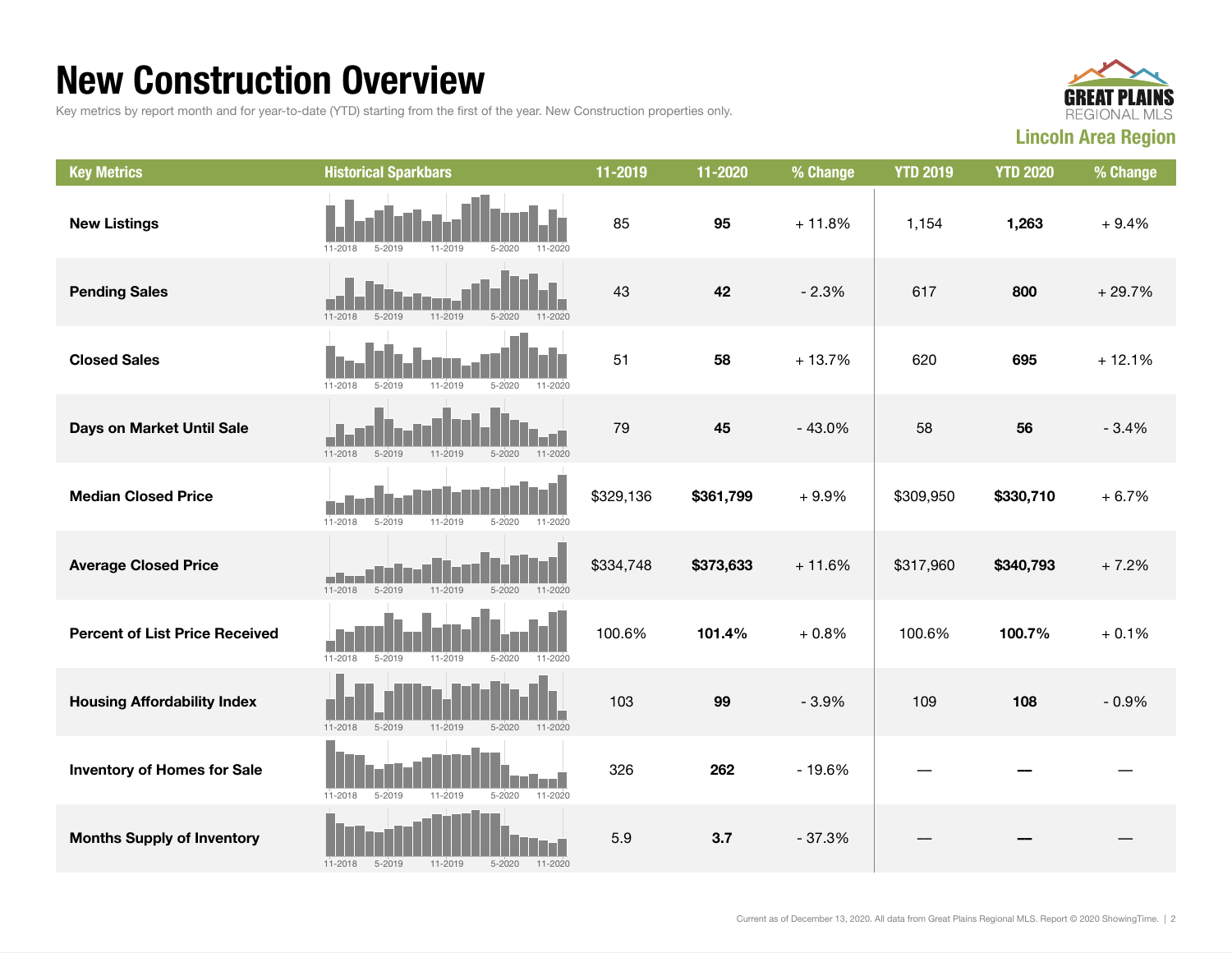# New Construction Overview

Key metrics by report month and for year-to-date (YTD) starting from the first of the year. New Construction properties only.

GREAT PLAINS REGIONAL MLS

**Lincoln Area Region**

| Key Metrics | Historical Sparkbars | 11-2019 | 11-2020 | % Change | YTD 2019 | YTD 2020 | % Change |
|---|---|---|---|---|---|---|---|
| **New Listings** | 11-2018 5-2019 11-2019 5-2020 11-2020 | 85 | **95** | + 11.8% | 1,154 | **1,263** | + 9.4% |
| **Pending Sales** | 11-2018 5-2019 11-2019 5-2020 11-2020 | 43 | **42** | - 2.3% | 617 | **800** | + 29.7% |
| **Closed Sales** | 11-2018 5-2019 11-2019 5-2020 11-2020 | 51 | **58** | + 13.7% | 620 | **695** | + 12.1% |
| **Days on Market Until Sale** | 11-2018 5-2019 11-2019 5-2020 11-2020 | 79 | **45** | - 43.0% | 58 | **56** | - 3.4% |
| **Median Closed Price** | 11-2018 5-2019 11-2019 5-2020 11-2020 | $329,136 | **$361,799** | + 9.9% | $309,950 | **$330,710** | + 6.7% |
| **Average Closed Price** | 11-2018 5-2019 11-2019 5-2020 11-2020 | $334,748 | **$373,633** | + 11.6% | $317,960 | **$340,793** | + 7.2% |
| **Percent of List Price Received** | 11-2018 5-2019 11-2019 5-2020 11-2020 | 100.6% | **101.4%** | + 0.8% | 100.6% | **100.7%** | + 0.1% |
| **Housing Affordability Index** | 11-2018 5-2019 11-2019 5-2020 11-2020 | 103 | **99** | - 3.9% | 109 | **108** | - 0.9% |
| **Inventory of Homes for Sale** | 11-2018 5-2019 11-2019 5-2020 11-2020 | 326 | **262** | - 19.6% | — | **—** | — |
| **Months Supply of Inventory** | 11-2018 5-2019 11-2019 5-2020 11-2020 | 5.9 | **3.7** | - 37.3% | — | **—** | — |

Current as of December 13, 2020. All data from Great Plains Regional MLS. Report © 2020 ShowingTime.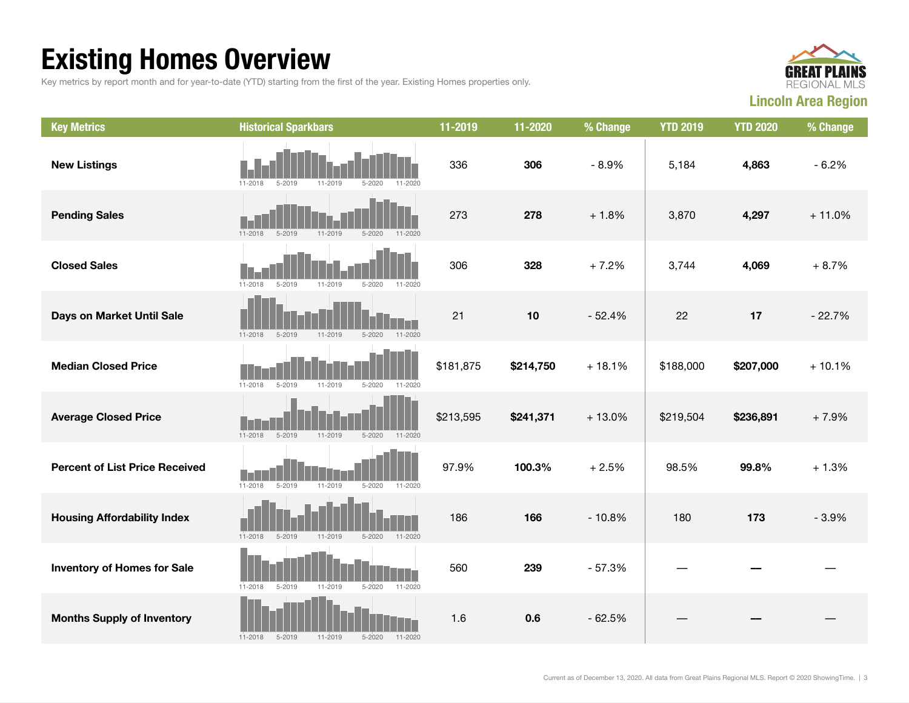# Existing Homes Overview

Key metrics by report month and for year-to-date (YTD) starting from the first of the year. Existing Homes properties only.

**GREAT PLAINS** REGIONAL MLS

**Lincoln Area Region**

| Key Metrics | Historical Sparkbars | 11-2019 | 11-2020 | % Change | YTD 2019 | YTD 2020 | % Change |
|---|---|---|---|---|---|---|---|
| **New Listings** | 11-2018 5-2019 11-2019 5-2020 11-2020 | 336 | **306** | - 8.9% | 5,184 | **4,863** | - 6.2% |
| **Pending Sales** | 11-2018 5-2019 11-2019 5-2020 11-2020 | 273 | **278** | + 1.8% | 3,870 | **4,297** | + 11.0% |
| **Closed Sales** | 11-2018 5-2019 11-2019 5-2020 11-2020 | 306 | **328** | + 7.2% | 3,744 | **4,069** | + 8.7% |
| **Days on Market Until Sale** | 11-2018 5-2019 11-2019 5-2020 11-2020 | 21 | **10** | - 52.4% | 22 | **17** | - 22.7% |
| **Median Closed Price** | 11-2018 5-2019 11-2019 5-2020 11-2020 | $181,875 | **$214,750** | + 18.1% | $188,000 | **$207,000** | + 10.1% |
| **Average Closed Price** | 11-2018 5-2019 11-2019 5-2020 11-2020 | $213,595 | **$241,371** | + 13.0% | $219,504 | **$236,891** | + 7.9% |
| **Percent of List Price Received** | 11-2018 5-2019 11-2019 5-2020 11-2020 | 97.9% | **100.3%** | + 2.5% | 98.5% | **99.8%** | + 1.3% |
| **Housing Affordability Index** | 11-2018 5-2019 11-2019 5-2020 11-2020 | 186 | **166** | - 10.8% | 180 | **173** | - 3.9% |
| **Inventory of Homes for Sale** | 11-2018 5-2019 11-2019 5-2020 11-2020 | 560 | **239** | - 57.3% | — | **—** | — |
| **Months Supply of Inventory** | 11-2018 5-2019 11-2019 5-2020 11-2020 | 1.6 | **0.6** | - 62.5% | — | **—** | — |

Current as of December 13, 2020. All data from Great Plains Regional MLS. Report © 2020 ShowingTime.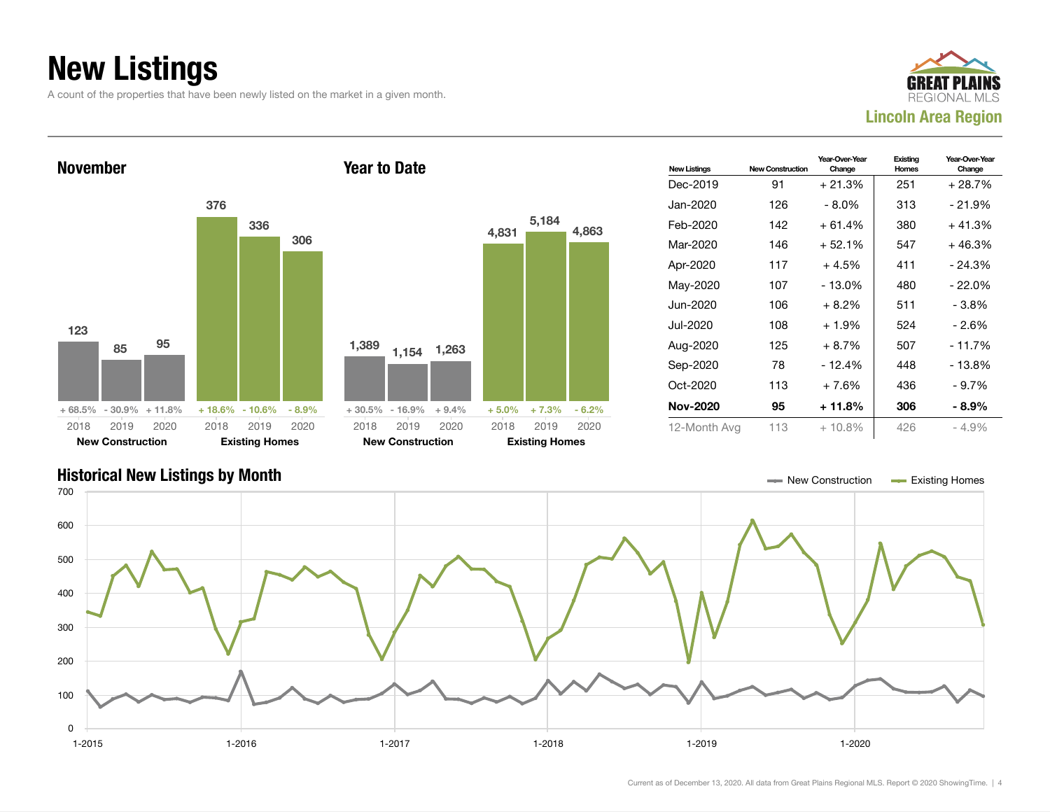# New Listings

A count of the properties that have been newly listed on the market in a given month.

GREAT PLAINS REGIONAL MLS

**Lincoln Area Region**

## November

| | 2018 | 2019 | 2020 |
| --- | --- | --- | --- |
| New Construction | 123 | 85 | 95 |
| Change | + 68.5% | - 30.9% | + 11.8% |
| Existing Homes | 376 | 336 | 306 |
| Change | + 18.6% | - 10.6% | - 8.9% |

## Year to Date

| | 2018 | 2019 | 2020 |
| --- | --- | --- | --- |
| New Construction | 1,389 | 1,154 | 1,263 |
| Change | + 30.5% | - 16.9% | + 9.4% |
| Existing Homes | 4,831 | 5,184 | 4,863 |
| Change | + 5.0% | + 7.3% | - 6.2% |

| New Listings | New Construction | Year-Over-Year Change | Existing Homes | Year-Over-Year Change |
| --- | --- | --- | --- | --- |
| Dec-2019 | 91 | + 21.3% | 251 | + 28.7% |
| Jan-2020 | 126 | - 8.0% | 313 | - 21.9% |
| Feb-2020 | 142 | + 61.4% | 380 | + 41.3% |
| Mar-2020 | 146 | + 52.1% | 547 | + 46.3% |
| Apr-2020 | 117 | + 4.5% | 411 | - 24.3% |
| May-2020 | 107 | - 13.0% | 480 | - 22.0% |
| Jun-2020 | 106 | + 8.2% | 511 | - 3.8% |
| Jul-2020 | 108 | + 1.9% | 524 | - 2.6% |
| Aug-2020 | 125 | + 8.7% | 507 | - 11.7% |
| Sep-2020 | 78 | - 12.4% | 448 | - 13.8% |
| Oct-2020 | 113 | + 7.6% | 436 | - 9.7% |
| **Nov-2020** | **95** | **+ 11.8%** | **306** | **- 8.9%** |
| 12-Month Avg | 113 | + 10.8% | 426 | - 4.9% |

## Historical New Listings by Month

New Construction — Existing Homes

Current as of December 13, 2020. All data from Great Plains Regional MLS. Report © 2020 ShowingTime.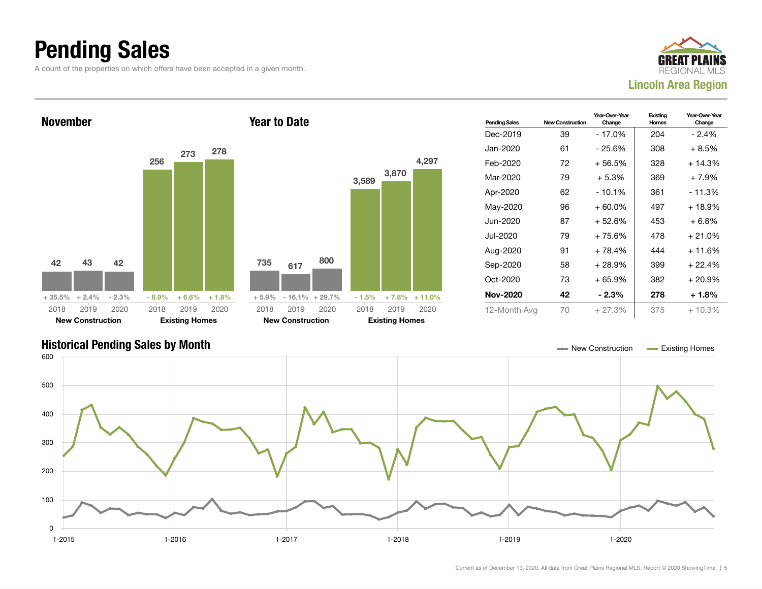# Pending Sales

A count of the properties on which offers have been accepted in a given month.

**GREAT PLAINS REGIONAL MLS**
**Lincoln Area Region**

## November

| | New Construction | | | Existing Homes | | |
|---|---|---|---|---|---|---|
| Year | 2018 | 2019 | 2020 | 2018 | 2019 | 2020 |
| Pending Sales | 42 | 43 | 42 | 256 | 273 | 278 |
| Change | + 35.5% | + 2.4% | - 2.3% | - 8.9% | + 6.6% | + 1.8% |

## Year to Date

| | New Construction | | | Existing Homes | | |
|---|---|---|---|---|---|---|
| Year | 2018 | 2019 | 2020 | 2018 | 2019 | 2020 |
| Pending Sales | 735 | 617 | 800 | 3,589 | 3,870 | 4,297 |
| Change | + 5.9% | - 16.1% | + 29.7% | - 1.5% | + 7.8% | + 11.0% |

| Pending Sales | New Construction | Year-Over-Year Change | Existing Homes | Year-Over-Year Change |
|---|---|---|---|---|
| Dec-2019 | 39 | - 17.0% | 204 | - 2.4% |
| Jan-2020 | 61 | - 25.6% | 308 | + 8.5% |
| Feb-2020 | 72 | + 56.5% | 328 | + 14.3% |
| Mar-2020 | 79 | + 5.3% | 369 | + 7.9% |
| Apr-2020 | 62 | - 10.1% | 361 | - 11.3% |
| May-2020 | 96 | + 60.0% | 497 | + 18.9% |
| Jun-2020 | 87 | + 52.6% | 453 | + 6.8% |
| Jul-2020 | 79 | + 75.6% | 478 | + 21.0% |
| Aug-2020 | 91 | + 78.4% | 444 | + 11.6% |
| Sep-2020 | 58 | + 28.9% | 399 | + 22.4% |
| Oct-2020 | 73 | + 65.9% | 382 | + 20.9% |
| **Nov-2020** | **42** | **- 2.3%** | **278** | **+ 1.8%** |
| 12-Month Avg | 70 | + 27.3% | 375 | + 10.3% |

## Historical Pending Sales by Month

New Construction / Existing Homes

Current as of December 13, 2020. All data from Great Plains Regional MLS. Report © 2020 ShowingTime.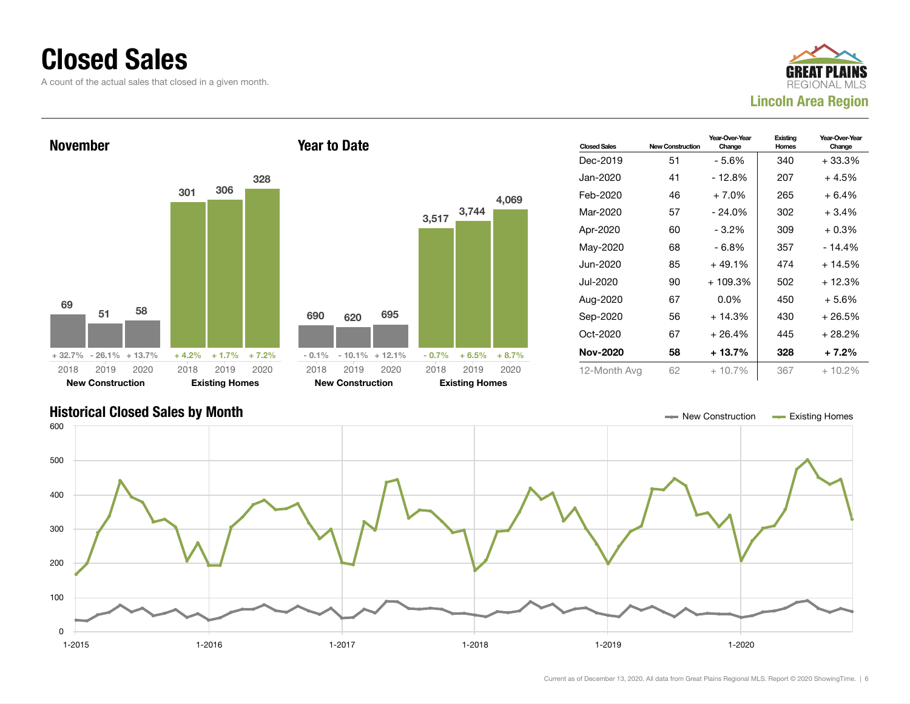# Closed Sales

A count of the actual sales that closed in a given month.

GREAT PLAINS REGIONAL MLS

**Lincoln Area Region**

## November

| | 2018 | 2019 | 2020 |
|---|---|---|---|
| New Construction | 69 | 51 | 58 |
| Change | + 32.7% | - 26.1% | + 13.7% |
| Existing Homes | 301 | 306 | 328 |
| Change | + 4.2% | + 1.7% | + 7.2% |

## Year to Date

| | 2018 | 2019 | 2020 |
|---|---|---|---|
| New Construction | 690 | 620 | 695 |
| Change | - 0.1% | - 10.1% | + 12.1% |
| Existing Homes | 3,517 | 3,744 | 4,069 |
| Change | - 0.7% | + 6.5% | + 8.7% |

| Closed Sales | New Construction | Year-Over-Year Change | Existing Homes | Year-Over-Year Change |
|---|---|---|---|---|
| Dec-2019 | 51 | - 5.6% | 340 | + 33.3% |
| Jan-2020 | 41 | - 12.8% | 207 | + 4.5% |
| Feb-2020 | 46 | + 7.0% | 265 | + 6.4% |
| Mar-2020 | 57 | - 24.0% | 302 | + 3.4% |
| Apr-2020 | 60 | - 3.2% | 309 | + 0.3% |
| May-2020 | 68 | - 6.8% | 357 | - 14.4% |
| Jun-2020 | 85 | + 49.1% | 474 | + 14.5% |
| Jul-2020 | 90 | + 109.3% | 502 | + 12.3% |
| Aug-2020 | 67 | 0.0% | 450 | + 5.6% |
| Sep-2020 | 56 | + 14.3% | 430 | + 26.5% |
| Oct-2020 | 67 | + 26.4% | 445 | + 28.2% |
| **Nov-2020** | **58** | **+ 13.7%** | **328** | **+ 7.2%** |
| 12-Month Avg | 62 | + 10.7% | 367 | + 10.2% |

## Historical Closed Sales by Month

New Construction — Existing Homes

Current as of December 13, 2020. All data from Great Plains Regional MLS. Report © 2020 ShowingTime.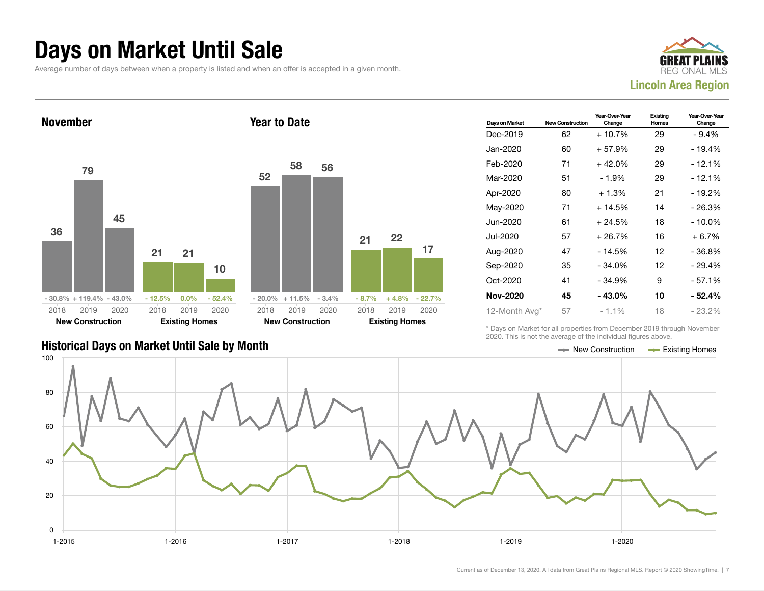# Days on Market Until Sale

Average number of days between when a property is listed and when an offer is accepted in a given month.

**GREAT PLAINS REGIONAL MLS**
**Lincoln Area Region**

### November

| | 2018 | 2019 | 2020 |
|---|---|---|---|
| New Construction | 36 (- 30.8%) | 79 (+ 119.4%) | 45 (- 43.0%) |
| Existing Homes | 21 (- 12.5%) | 21 (0.0%) | 10 (- 52.4%) |

### Year to Date

| | 2018 | 2019 | 2020 |
|---|---|---|---|
| New Construction | 52 (- 20.0%) | 58 (+ 11.5%) | 56 (- 3.4%) |
| Existing Homes | 21 (- 8.7%) | 22 (+ 4.8%) | 17 (- 22.7%) |

| Days on Market | New Construction | Year-Over-Year Change | Existing Homes | Year-Over-Year Change |
|---|---|---|---|---|
| Dec-2019 | 62 | + 10.7% | 29 | - 9.4% |
| Jan-2020 | 60 | + 57.9% | 29 | - 19.4% |
| Feb-2020 | 71 | + 42.0% | 29 | - 12.1% |
| Mar-2020 | 51 | - 1.9% | 29 | - 12.1% |
| Apr-2020 | 80 | + 1.3% | 21 | - 19.2% |
| May-2020 | 71 | + 14.5% | 14 | - 26.3% |
| Jun-2020 | 61 | + 24.5% | 18 | - 10.0% |
| Jul-2020 | 57 | + 26.7% | 16 | + 6.7% |
| Aug-2020 | 47 | - 14.5% | 12 | - 36.8% |
| Sep-2020 | 35 | - 34.0% | 12 | - 29.4% |
| Oct-2020 | 41 | - 34.9% | 9 | - 57.1% |
| **Nov-2020** | **45** | **- 43.0%** | **10** | **- 52.4%** |
| 12-Month Avg* | 57 | - 1.1% | 18 | - 23.2% |

\* Days on Market for all properties from December 2019 through November 2020. This is not the average of the individual figures above.

### Historical Days on Market Until Sale by Month

New Construction — Existing Homes

Current as of December 13, 2020. All data from Great Plains Regional MLS. Report © 2020 ShowingTime.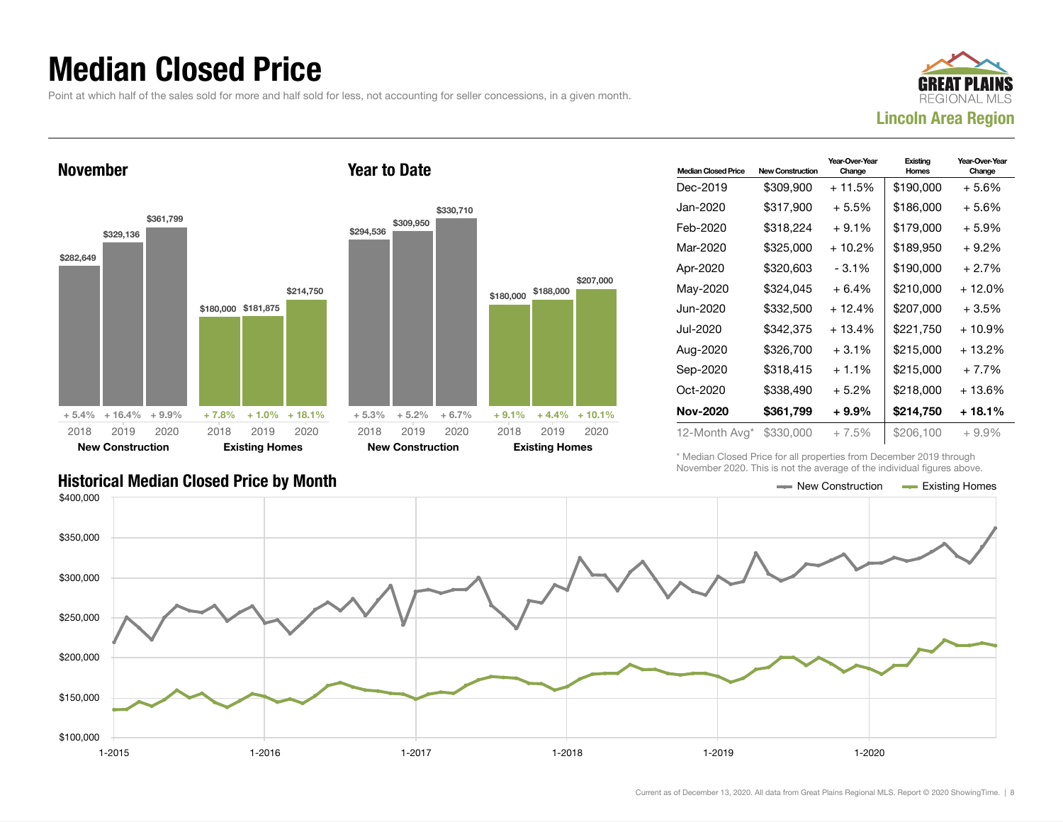# Median Closed Price

Point at which half of the sales sold for more and half sold for less, not accounting for seller concessions, in a given month.

GREAT PLAINS REGIONAL MLS

**Lincoln Area Region**

### November

| | 2018 | 2019 | 2020 |
|---|---|---|---|
| New Construction | $282,649 | $329,136 | $361,799 |
| Change | + 5.4% | + 16.4% | + 9.9% |
| Existing Homes | $180,000 | $181,875 | $214,750 |
| Change | + 7.8% | + 1.0% | + 18.1% |

### Year to Date

| | 2018 | 2019 | 2020 |
|---|---|---|---|
| New Construction | $294,536 | $309,950 | $330,710 |
| Change | + 5.3% | + 5.2% | + 6.7% |
| Existing Homes | $180,000 | $188,000 | $207,000 |
| Change | + 9.1% | + 4.4% | + 10.1% |

| Median Closed Price | New Construction | Year-Over-Year Change | Existing Homes | Year-Over-Year Change |
|---|---|---|---|---|
| Dec-2019 | $309,900 | + 11.5% | $190,000 | + 5.6% |
| Jan-2020 | $317,900 | + 5.5% | $186,000 | + 5.6% |
| Feb-2020 | $318,224 | + 9.1% | $179,000 | + 5.9% |
| Mar-2020 | $325,000 | + 10.2% | $189,950 | + 9.2% |
| Apr-2020 | $320,603 | - 3.1% | $190,000 | + 2.7% |
| May-2020 | $324,045 | + 6.4% | $210,000 | + 12.0% |
| Jun-2020 | $332,500 | + 12.4% | $207,000 | + 3.5% |
| Jul-2020 | $342,375 | + 13.4% | $221,750 | + 10.9% |
| Aug-2020 | $326,700 | + 3.1% | $215,000 | + 13.2% |
| Sep-2020 | $318,415 | + 1.1% | $215,000 | + 7.7% |
| Oct-2020 | $338,490 | + 5.2% | $218,000 | + 13.6% |
| **Nov-2020** | **$361,799** | **+ 9.9%** | **$214,750** | **+ 18.1%** |
| 12-Month Avg* | $330,000 | + 7.5% | $206,100 | + 9.9% |

\* Median Closed Price for all properties from December 2019 through November 2020. This is not the average of the individual figures above.

### Historical Median Closed Price by Month

New Construction — Existing Homes

$400,000 · $350,000 · $300,000 · $250,000 · $200,000 · $150,000 · $100,000

1-2015 · 1-2016 · 1-2017 · 1-2018 · 1-2019 · 1-2020

Current as of December 13, 2020. All data from Great Plains Regional MLS. Report © 2020 ShowingTime.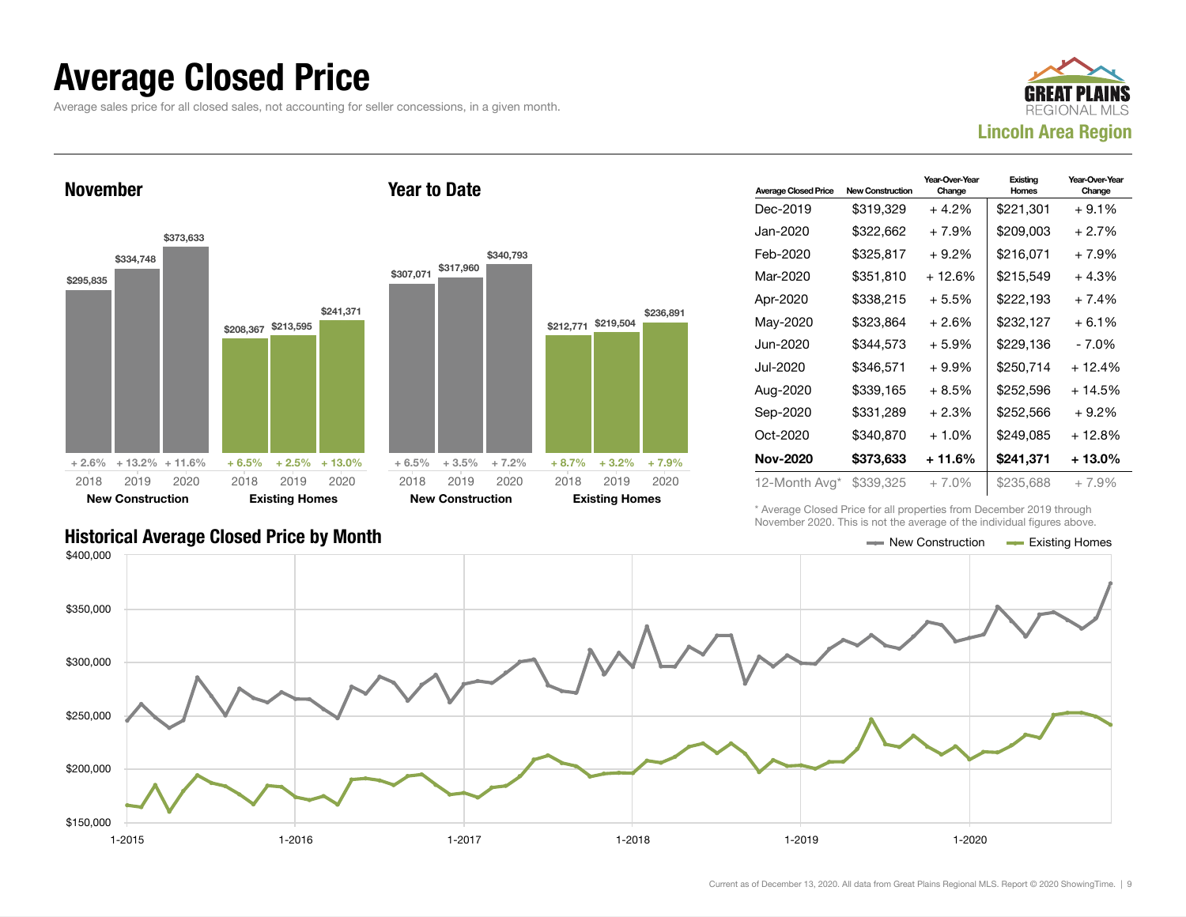# Average Closed Price

Average sales price for all closed sales, not accounting for seller concessions, in a given month.

GREAT PLAINS REGIONAL MLS
**Lincoln Area Region**

## November

| | 2018 | 2019 | 2020 |
|---|---|---|---|
| New Construction | $295,835 | $334,748 | $373,633 |
| Change | + 2.6% | + 13.2% | + 11.6% |
| Existing Homes | $208,367 | $213,595 | $241,371 |
| Change | + 6.5% | + 2.5% | + 13.0% |

## Year to Date

| | 2018 | 2019 | 2020 |
|---|---|---|---|
| New Construction | $307,071 | $317,960 | $340,793 |
| Change | + 6.5% | + 3.5% | + 7.2% |
| Existing Homes | $212,771 | $219,504 | $236,891 |
| Change | + 8.7% | + 3.2% | + 7.9% |

| Average Closed Price | New Construction | Year-Over-Year Change | Existing Homes | Year-Over-Year Change |
|---|---|---|---|---|
| Dec-2019 | $319,329 | + 4.2% | $221,301 | + 9.1% |
| Jan-2020 | $322,662 | + 7.9% | $209,003 | + 2.7% |
| Feb-2020 | $325,817 | + 9.2% | $216,071 | + 7.9% |
| Mar-2020 | $351,810 | + 12.6% | $215,549 | + 4.3% |
| Apr-2020 | $338,215 | + 5.5% | $222,193 | + 7.4% |
| May-2020 | $323,864 | + 2.6% | $232,127 | + 6.1% |
| Jun-2020 | $344,573 | + 5.9% | $229,136 | - 7.0% |
| Jul-2020 | $346,571 | + 9.9% | $250,714 | + 12.4% |
| Aug-2020 | $339,165 | + 8.5% | $252,596 | + 14.5% |
| Sep-2020 | $331,289 | + 2.3% | $252,566 | + 9.2% |
| Oct-2020 | $340,870 | + 1.0% | $249,085 | + 12.8% |
| **Nov-2020** | **$373,633** | **+ 11.6%** | **$241,371** | **+ 13.0%** |
| 12-Month Avg* | $339,325 | + 7.0% | $235,688 | + 7.9% |

\* Average Closed Price for all properties from December 2019 through November 2020. This is not the average of the individual figures above.

## Historical Average Closed Price by Month

New Construction — Existing Homes

$400,000 / $350,000 / $300,000 / $250,000 / $200,000 / $150,000

1-2015 / 1-2016 / 1-2017 / 1-2018 / 1-2019 / 1-2020

Current as of December 13, 2020. All data from Great Plains Regional MLS. Report © 2020 ShowingTime.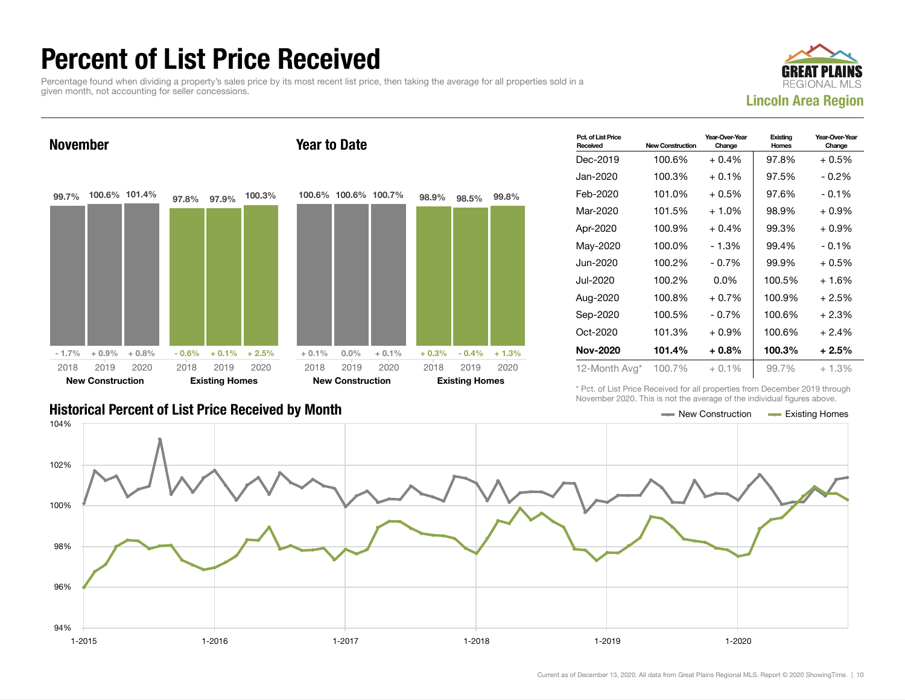# Percent of List Price Received

Percentage found when dividing a property's sales price by its most recent list price, then taking the average for all properties sold in a given month, not accounting for seller concessions.

GREAT PLAINS REGIONAL MLS

**Lincoln Area Region**

## November

| | 2018 | 2019 | 2020 |
|---|---|---|---|
| **New Construction** | 99.7% | 100.6% | 101.4% |
| Change | - 1.7% | + 0.9% | + 0.8% |
| **Existing Homes** | 97.8% | 97.9% | 100.3% |
| Change | - 0.6% | + 0.1% | + 2.5% |

## Year to Date

| | 2018 | 2019 | 2020 |
|---|---|---|---|
| **New Construction** | 100.6% | 100.6% | 100.7% |
| Change | + 0.1% | 0.0% | + 0.1% |
| **Existing Homes** | 98.9% | 98.5% | 99.8% |
| Change | + 0.3% | - 0.4% | + 1.3% |

| Pct. of List Price Received | New Construction | Year-Over-Year Change | Existing Homes | Year-Over-Year Change |
|---|---|---|---|---|
| Dec-2019 | 100.6% | + 0.4% | 97.8% | + 0.5% |
| Jan-2020 | 100.3% | + 0.1% | 97.5% | - 0.2% |
| Feb-2020 | 101.0% | + 0.5% | 97.6% | - 0.1% |
| Mar-2020 | 101.5% | + 1.0% | 98.9% | + 0.9% |
| Apr-2020 | 100.9% | + 0.4% | 99.3% | + 0.9% |
| May-2020 | 100.0% | - 1.3% | 99.4% | - 0.1% |
| Jun-2020 | 100.2% | - 0.7% | 99.9% | + 0.5% |
| Jul-2020 | 100.2% | 0.0% | 100.5% | + 1.6% |
| Aug-2020 | 100.8% | + 0.7% | 100.9% | + 2.5% |
| Sep-2020 | 100.5% | - 0.7% | 100.6% | + 2.3% |
| Oct-2020 | 101.3% | + 0.9% | 100.6% | + 2.4% |
| **Nov-2020** | **101.4%** | **+ 0.8%** | **100.3%** | **+ 2.5%** |
| 12-Month Avg* | 100.7% | + 0.1% | 99.7% | + 1.3% |

\* Pct. of List Price Received for all properties from December 2019 through November 2020. This is not the average of the individual figures above.

## Historical Percent of List Price Received by Month

Legend: New Construction, Existing Homes

Y-axis: 94%, 96%, 98%, 100%, 102%, 104%
X-axis: 1-2015, 1-2016, 1-2017, 1-2018, 1-2019, 1-2020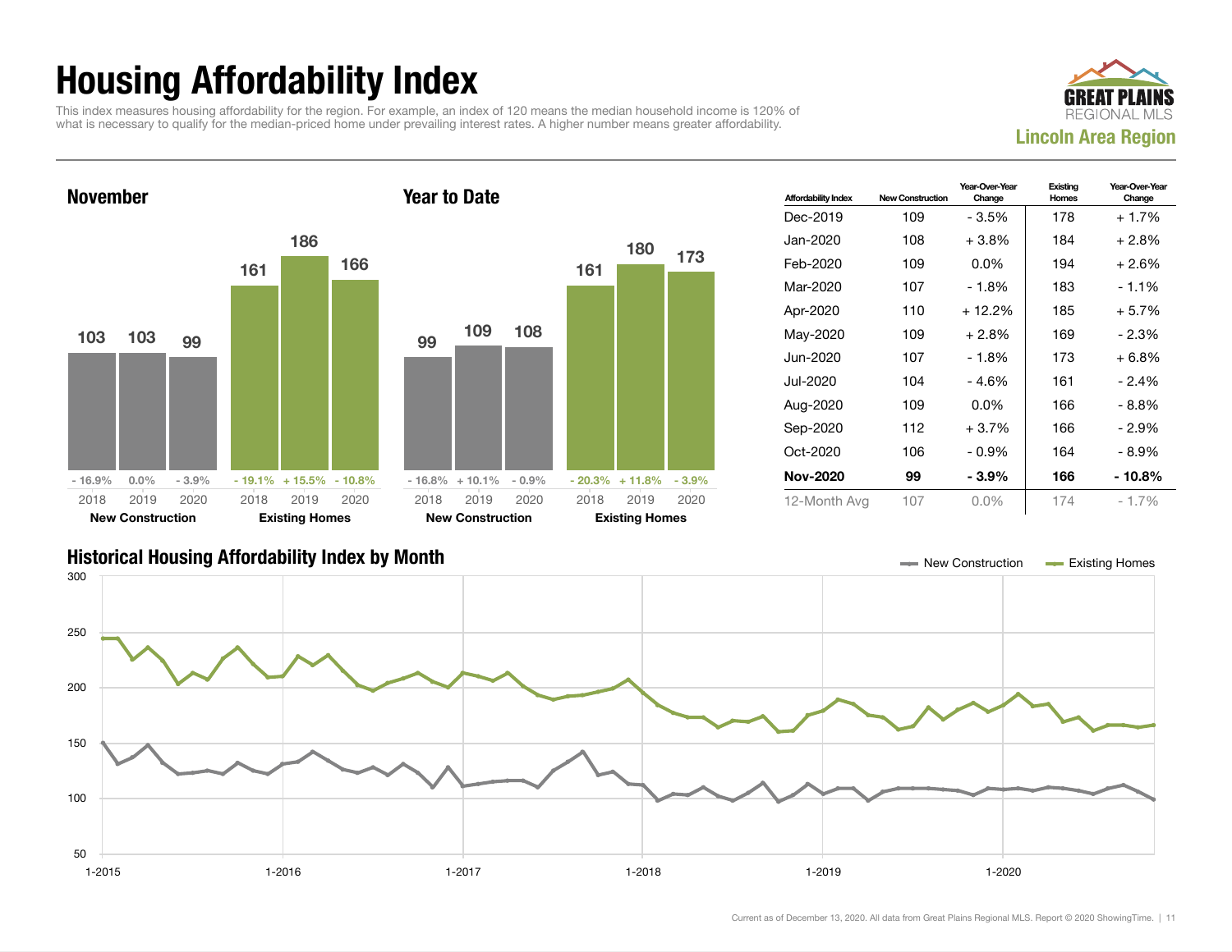# Housing Affordability Index

This index measures housing affordability for the region. For example, an index of 120 means the median household income is 120% of what is necessary to qualify for the median-priced home under prevailing interest rates. A higher number means greater affordability.

**GREAT PLAINS REGIONAL MLS**

**Lincoln Area Region**

## November

| | 2018 | 2019 | 2020 |
|---|---|---|---|
| New Construction | 103 | 103 | 99 |
| Change | - 16.9% | 0.0% | - 3.9% |
| Existing Homes | 161 | 186 | 166 |
| Change | - 19.1% | + 15.5% | - 10.8% |

## Year to Date

| | 2018 | 2019 | 2020 |
|---|---|---|---|
| New Construction | 99 | 109 | 108 |
| Change | - 16.8% | + 10.1% | - 0.9% |
| Existing Homes | 161 | 180 | 173 |
| Change | - 20.3% | + 11.8% | - 3.9% |

| Affordability Index | New Construction | Year-Over-Year Change | Existing Homes | Year-Over-Year Change |
|---|---|---|---|---|
| Dec-2019 | 109 | - 3.5% | 178 | + 1.7% |
| Jan-2020 | 108 | + 3.8% | 184 | + 2.8% |
| Feb-2020 | 109 | 0.0% | 194 | + 2.6% |
| Mar-2020 | 107 | - 1.8% | 183 | - 1.1% |
| Apr-2020 | 110 | + 12.2% | 185 | + 5.7% |
| May-2020 | 109 | + 2.8% | 169 | - 2.3% |
| Jun-2020 | 107 | - 1.8% | 173 | + 6.8% |
| Jul-2020 | 104 | - 4.6% | 161 | - 2.4% |
| Aug-2020 | 109 | 0.0% | 166 | - 8.8% |
| Sep-2020 | 112 | + 3.7% | 166 | - 2.9% |
| Oct-2020 | 106 | - 0.9% | 164 | - 8.9% |
| **Nov-2020** | **99** | **- 3.9%** | **166** | **- 10.8%** |
| 12-Month Avg | 107 | 0.0% | 174 | - 1.7% |

## Historical Housing Affordability Index by Month

New Construction — Existing Homes

Current as of December 13, 2020. All data from Great Plains Regional MLS. Report © 2020 ShowingTime.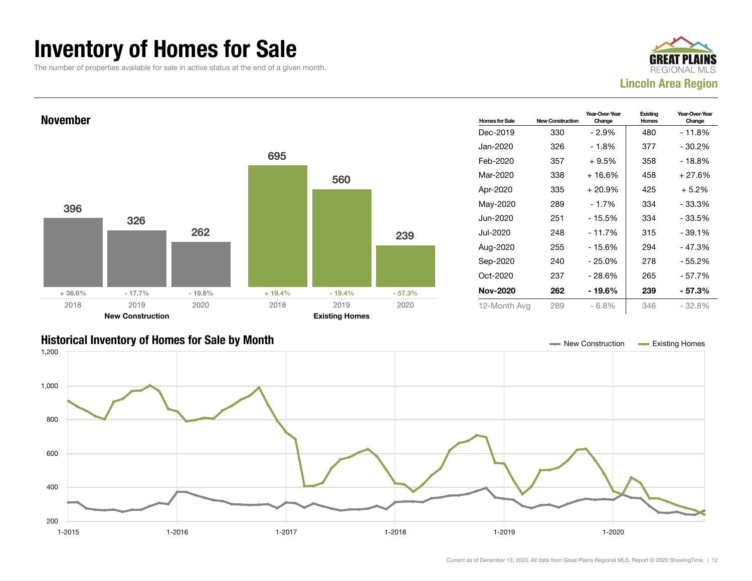# Inventory of Homes for Sale

The number of properties available for sale in active status at the end of a given month.

**GREAT PLAINS REGIONAL MLS**
**Lincoln Area Region**

## November

| | 2018 | 2019 | 2020 |
|---|---|---|---|
| **New Construction** | 396 (+ 36.6%) | 326 (- 17.7%) | 262 (- 19.6%) |
| **Existing Homes** | 695 (+ 19.4%) | 560 (- 19.4%) | 239 (- 57.3%) |

| Homes for Sale | New Construction | Year-Over-Year Change | Existing Homes | Year-Over-Year Change |
|---|---|---|---|---|
| Dec-2019 | 330 | - 2.9% | 480 | - 11.8% |
| Jan-2020 | 326 | - 1.8% | 377 | - 30.2% |
| Feb-2020 | 357 | + 9.5% | 358 | - 18.8% |
| Mar-2020 | 338 | + 16.6% | 458 | + 27.6% |
| Apr-2020 | 335 | + 20.9% | 425 | + 5.2% |
| May-2020 | 289 | - 1.7% | 334 | - 33.3% |
| Jun-2020 | 251 | - 15.5% | 334 | - 33.5% |
| Jul-2020 | 248 | - 11.7% | 315 | - 39.1% |
| Aug-2020 | 255 | - 15.6% | 294 | - 47.3% |
| Sep-2020 | 240 | - 25.0% | 278 | - 55.2% |
| Oct-2020 | 237 | - 28.6% | 265 | - 57.7% |
| **Nov-2020** | **262** | **- 19.6%** | **239** | **- 57.3%** |
| 12-Month Avg | 289 | - 6.8% | 346 | - 32.8% |

## Historical Inventory of Homes for Sale by Month

New Construction — Existing Homes

Current as of December 13, 2020. All data from Great Plains Regional MLS. Report © 2020 ShowingTime.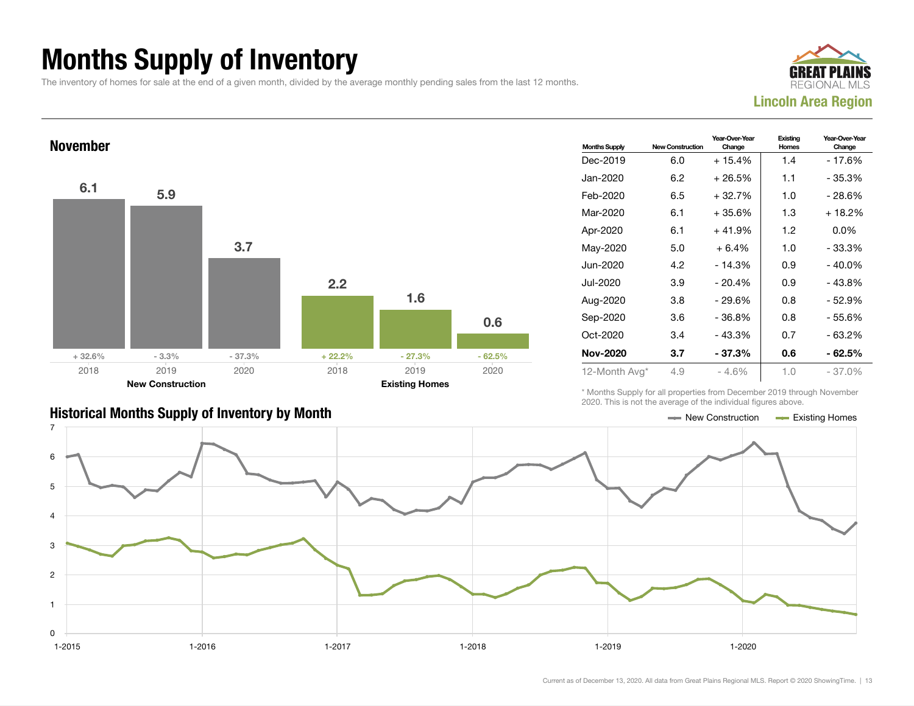# Months Supply of Inventory

The inventory of homes for sale at the end of a given month, divided by the average monthly pending sales from the last 12 months.

**GREAT PLAINS** REGIONAL MLS

**Lincoln Area Region**

## November

| | 2018 | 2019 | 2020 |
|---|---|---|---|
| **New Construction** | 6.1 | 5.9 | 3.7 |
| Change | + 32.6% | - 3.3% | - 37.3% |
| **Existing Homes** | 2.2 | 1.6 | 0.6 |
| Change | + 22.2% | - 27.3% | - 62.5% |

| Months Supply | New Construction | Year-Over-Year Change | Existing Homes | Year-Over-Year Change |
|---|---|---|---|---|
| Dec-2019 | 6.0 | + 15.4% | 1.4 | - 17.6% |
| Jan-2020 | 6.2 | + 26.5% | 1.1 | - 35.3% |
| Feb-2020 | 6.5 | + 32.7% | 1.0 | - 28.6% |
| Mar-2020 | 6.1 | + 35.6% | 1.3 | + 18.2% |
| Apr-2020 | 6.1 | + 41.9% | 1.2 | 0.0% |
| May-2020 | 5.0 | + 6.4% | 1.0 | - 33.3% |
| Jun-2020 | 4.2 | - 14.3% | 0.9 | - 40.0% |
| Jul-2020 | 3.9 | - 20.4% | 0.9 | - 43.8% |
| Aug-2020 | 3.8 | - 29.6% | 0.8 | - 52.9% |
| Sep-2020 | 3.6 | - 36.8% | 0.8 | - 55.6% |
| Oct-2020 | 3.4 | - 43.3% | 0.7 | - 63.2% |
| **Nov-2020** | **3.7** | **- 37.3%** | **0.6** | **- 62.5%** |
| 12-Month Avg* | 4.9 | - 4.6% | 1.0 | - 37.0% |

\* Months Supply for all properties from December 2019 through November 2020. This is not the average of the individual figures above.

## Historical Months Supply of Inventory by Month

New Construction | Existing Homes

Current as of December 13, 2020. All data from Great Plains Regional MLS. Report © 2020 ShowingTime.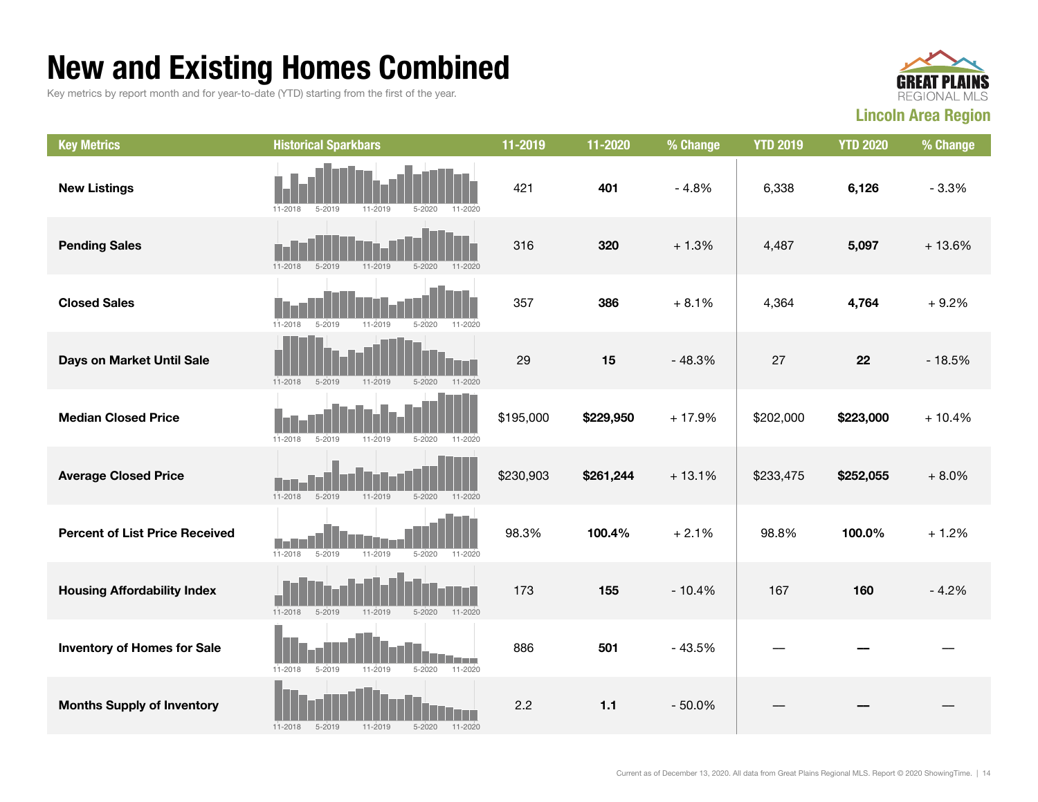# New and Existing Homes Combined

Key metrics by report month and for year-to-date (YTD) starting from the first of the year.

GREAT PLAINS REGIONAL MLS

**Lincoln Area Region**

| Key Metrics | Historical Sparkbars | 11-2019 | 11-2020 | % Change | YTD 2019 | YTD 2020 | % Change |
|---|---|---|---|---|---|---|---|
| **New Listings** | 11-2018 5-2019 11-2019 5-2020 11-2020 | 421 | **401** | - 4.8% | 6,338 | **6,126** | - 3.3% |
| **Pending Sales** | 11-2018 5-2019 11-2019 5-2020 11-2020 | 316 | **320** | + 1.3% | 4,487 | **5,097** | + 13.6% |
| **Closed Sales** | 11-2018 5-2019 11-2019 5-2020 11-2020 | 357 | **386** | + 8.1% | 4,364 | **4,764** | + 9.2% |
| **Days on Market Until Sale** | 11-2018 5-2019 11-2019 5-2020 11-2020 | 29 | **15** | - 48.3% | 27 | **22** | - 18.5% |
| **Median Closed Price** | 11-2018 5-2019 11-2019 5-2020 11-2020 | $195,000 | **$229,950** | + 17.9% | $202,000 | **$223,000** | + 10.4% |
| **Average Closed Price** | 11-2018 5-2019 11-2019 5-2020 11-2020 | $230,903 | **$261,244** | + 13.1% | $233,475 | **$252,055** | + 8.0% |
| **Percent of List Price Received** | 11-2018 5-2019 11-2019 5-2020 11-2020 | 98.3% | **100.4%** | + 2.1% | 98.8% | **100.0%** | + 1.2% |
| **Housing Affordability Index** | 11-2018 5-2019 11-2019 5-2020 11-2020 | 173 | **155** | - 10.4% | 167 | **160** | - 4.2% |
| **Inventory of Homes for Sale** | 11-2018 5-2019 11-2019 5-2020 11-2020 | 886 | **501** | - 43.5% | — | **—** | — |
| **Months Supply of Inventory** | 11-2018 5-2019 11-2019 5-2020 11-2020 | 2.2 | **1.1** | - 50.0% | — | **—** | — |

Current as of December 13, 2020. All data from Great Plains Regional MLS. Report © 2020 ShowingTime.